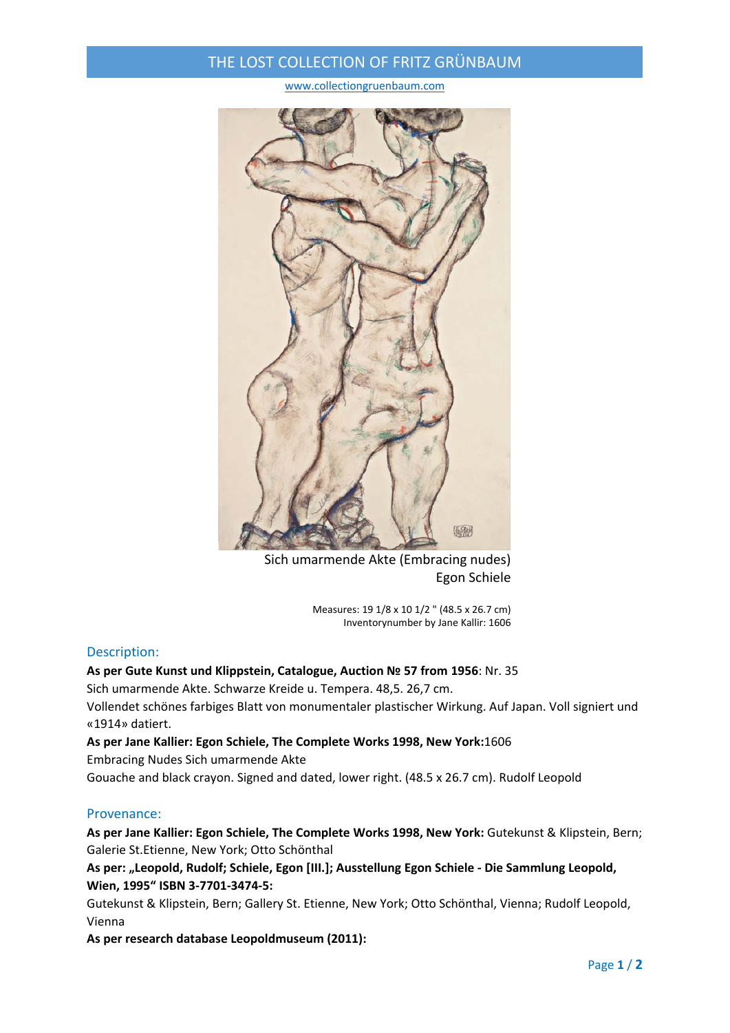# THE LOST COLLECTION OF FRITZ GRÜNBAUM

www.collectiongruenbaum.com

Sich umarmende Akte (Embracing nudes)
Egon Schiele

Measures: 19 1/8 x 10 1/2 " (48.5 x 26.7 cm)
Inventorynumber by Jane Kallir: 1606

## Description:

**As per Gute Kunst und Klippstein, Catalogue, Auction № 57 from 1956**: Nr. 35
Sich umarmende Akte. Schwarze Kreide u. Tempera. 48,5. 26,7 cm.
Vollendet schönes farbiges Blatt von monumentaler plastischer Wirkung. Auf Japan. Voll signiert und «1914» datiert.

**As per Jane Kallier: Egon Schiele, The Complete Works 1998, New York:**1606
Embracing Nudes Sich umarmende Akte
Gouache and black crayon. Signed and dated, lower right. (48.5 x 26.7 cm). Rudolf Leopold

## Provenance:

**As per Jane Kallier: Egon Schiele, The Complete Works 1998, New York:** Gutekunst & Klipstein, Bern; Galerie St.Etienne, New York; Otto Schönthal

**As per: „Leopold, Rudolf; Schiele, Egon [III.]; Ausstellung Egon Schiele - Die Sammlung Leopold, Wien, 1995" ISBN 3-7701-3474-5:**
Gutekunst & Klipstein, Bern; Gallery St. Etienne, New York; Otto Schönthal, Vienna; Rudolf Leopold, Vienna

**As per research database Leopoldmuseum (2011):**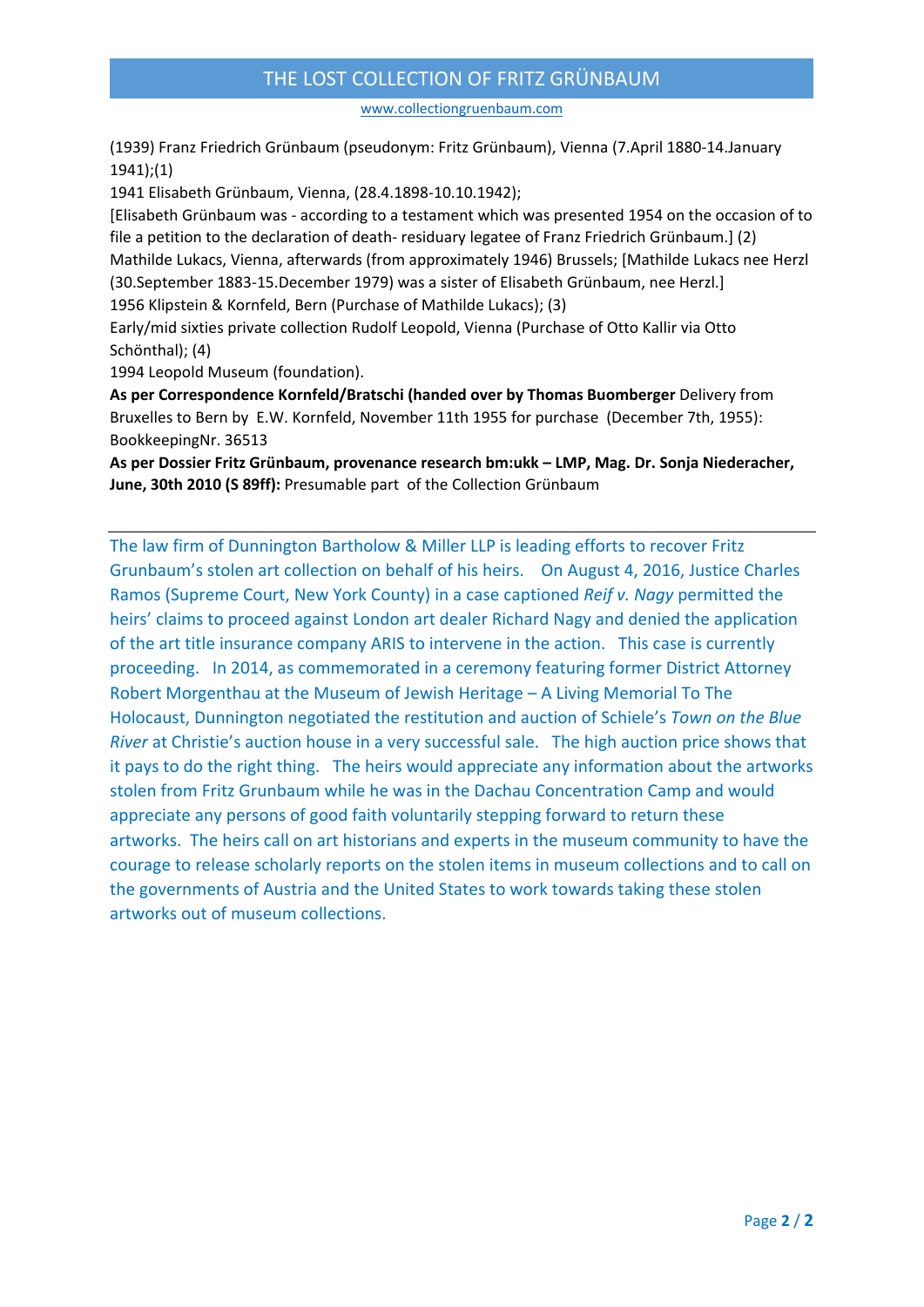(1939) Franz Friedrich Grünbaum (pseudonym: Fritz Grünbaum), Vienna (7.April 1880-14.January 1941);(1)

1941 Elisabeth Grünbaum, Vienna, (28.4.1898-10.10.1942);

[Elisabeth Grünbaum was - according to a testament which was presented 1954 on the occasion of to file a petition to the declaration of death- residuary legatee of Franz Friedrich Grünbaum.] (2)

Mathilde Lukacs, Vienna, afterwards (from approximately 1946) Brussels; [Mathilde Lukacs nee Herzl (30.September 1883-15.December 1979) was a sister of Elisabeth Grünbaum, nee Herzl.]

1956 Klipstein & Kornfeld, Bern (Purchase of Mathilde Lukacs); (3)

Early/mid sixties private collection Rudolf Leopold, Vienna (Purchase of Otto Kallir via Otto Schönthal); (4)

1994 Leopold Museum (foundation).

**As per Correspondence Kornfeld/Bratschi (handed over by Thomas Buomberger** Delivery from Bruxelles to Bern by E.W. Kornfeld, November 11th 1955 for purchase (December 7th, 1955): BookkeepingNr. 36513

**As per Dossier Fritz Grünbaum, provenance research bm:ukk – LMP, Mag. Dr. Sonja Niederacher, June, 30th 2010 (S 89ff):** Presumable part of the Collection Grünbaum

---

The law firm of Dunnington Bartholow & Miller LLP is leading efforts to recover Fritz Grunbaum's stolen art collection on behalf of his heirs. On August 4, 2016, Justice Charles Ramos (Supreme Court, New York County) in a case captioned *Reif v. Nagy* permitted the heirs' claims to proceed against London art dealer Richard Nagy and denied the application of the art title insurance company ARIS to intervene in the action. This case is currently proceeding. In 2014, as commemorated in a ceremony featuring former District Attorney Robert Morgenthau at the Museum of Jewish Heritage – A Living Memorial To The Holocaust, Dunnington negotiated the restitution and auction of Schiele's *Town on the Blue River* at Christie's auction house in a very successful sale. The high auction price shows that it pays to do the right thing. The heirs would appreciate any information about the artworks stolen from Fritz Grunbaum while he was in the Dachau Concentration Camp and would appreciate any persons of good faith voluntarily stepping forward to return these artworks. The heirs call on art historians and experts in the museum community to have the courage to release scholarly reports on the stolen items in museum collections and to call on the governments of Austria and the United States to work towards taking these stolen artworks out of museum collections.